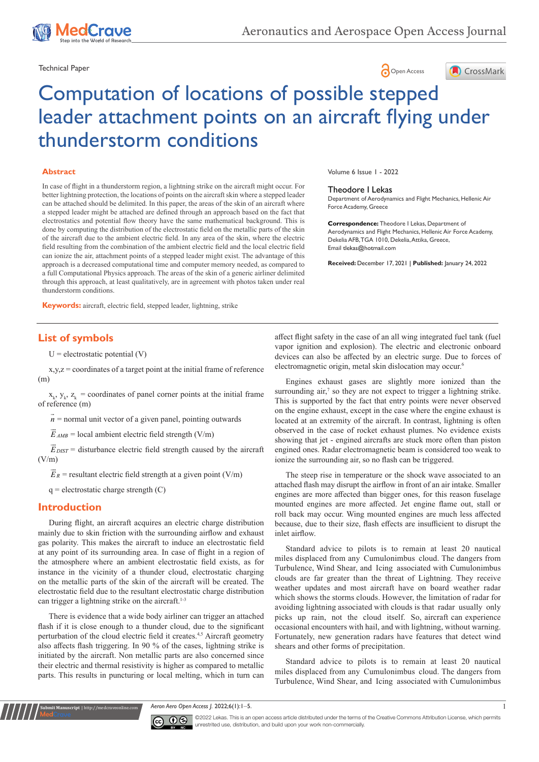Technical Paper

# Computation of locations of possible stepped leader attachment points on an aircraft flying under thunderstorm conditions

Volume 6 Issue 1 - 2022

**Theodore I Lekas**

Department of Aerodynamics and Flight Mechanics, Hellenic Air Force Academy, Greece

**Correspondence:** Theodore I Lekas, Department of Aerodynamics and Flight Mechanics, Hellenic Air Force Academy, Dekelia AFB, TGA 1010, Dekelia, Attika, Greece, Email tlekas@hotmail.com

**Received:** December 17, 2021 | **Published:** January 24, 2022

## Abstract

In case of flight in a thunderstorm region, a lightning strike on the aircraft might occur. For better lightning protection, the locations of points on the aircraft skin where a stepped leader can be attached should be delimited. In this paper, the areas of the skin of an aircraft where a stepped leader might be attached are defined through an approach based on the fact that electrostatics and potential flow theory have the same mathematical background. This is done by computing the distribution of the electrostatic field on the metallic parts of the skin of the aircraft due to the ambient electric field. In any area of the skin, where the electric field resulting from the combination of the ambient electric field and the local electric field can ionize the air, attachment points of a stepped leader might exist. The advantage of this approach is a decreased computational time and computer memory needed, as compared to a full Computational Physics approach. The areas of the skin of a generic airliner delimited through this approach, at least qualitatively, are in agreement with photos taken under real thunderstorm conditions.

**Keywords:** aircraft, electric field, stepped leader, lightning, strike

## List of symbols

U = electrostatic potential (V)

x,y,z = coordinates of a target point at the initial frame of reference (m)

$x_k$, $y_k$, $z_k$ = coordinates of panel corner points at the initial frame of reference (m)

$\vec{n}$ = normal unit vector of a given panel, pointing outwards

$\vec{E}_{AMB}$ = local ambient electric field strength (V/m)

$\vec{E}_{DIST}$ = disturbance electric field strength caused by the aircraft (V/m)

$\vec{E}_{R}$ = resultant electric field strength at a given point (V/m)

q = electrostatic charge strength (C)

## Introduction

During flight, an aircraft acquires an electric charge distribution mainly due to skin friction with the surrounding airflow and exhaust gas polarity. This makes the aircraft to induce an electrostatic field at any point of its surrounding area. In case of flight in a region of the atmosphere where an ambient electrostatic field exists, as for instance in the vicinity of a thunder cloud, electrostatic charging on the metallic parts of the skin of the aircraft will be created. The electrostatic field due to the resultant electrostatic charge distribution can trigger a lightning strike on the aircraft.[1-3]

There is evidence that a wide body airliner can trigger an attached flash if it is close enough to a thunder cloud, due to the significant perturbation of the cloud electric field it creates.[4,5] Aircraft geometry also affects flash triggering. In 90 % of the cases, lightning strike is initiated by the aircraft. Non metallic parts are also concerned since their electric and thermal resistivity is higher as compared to metallic parts. This results in puncturing or local melting, which in turn can affect flight safety in the case of an all wing integrated fuel tank (fuel vapor ignition and explosion). The electric and electronic onboard devices can also be affected by an electric surge. Due to forces of electromagnetic origin, metal skin dislocation may occur.[6]

Engines exhaust gases are slightly more ionized than the surrounding air,[7] so they are not expect to trigger a lightning strike. This is supported by the fact that entry points were never observed on the engine exhaust, except in the case where the engine exhaust is located at an extremity of the aircraft. In contrast, lightning is often observed in the case of rocket exhaust plumes. No evidence exists showing that jet - engined aircrafts are stuck more often than piston engined ones. Radar electromagnetic beam is considered too weak to ionize the surrounding air, so no flash can be triggered.

The steep rise in temperature or the shock wave associated to an attached flash may disrupt the airflow in front of an air intake. Smaller engines are more affected than bigger ones, for this reason fuselage mounted engines are more affected. Jet engine flame out, stall or roll back may occur. Wing mounted engines are much less affected because, due to their size, flash effects are insufficient to disrupt the inlet airflow.

Standard advice to pilots is to remain at least 20 nautical miles displaced from any Cumulonimbus cloud. The dangers from Turbulence, Wind Shear, and Icing associated with Cumulonimbus clouds are far greater than the threat of Lightning. They receive weather updates and most aircraft have on board weather radar which shows the storms clouds. However, the limitation of radar for avoiding lightning associated with clouds is that radar usually only picks up rain, not the cloud itself. So, aircraft can experience occasional encounters with hail, and with lightning, without warning. Fortunately, new generation radars have features that detect wind shears and other forms of precipitation.

Standard advice to pilots is to remain at least 20 nautical miles displaced from any Cumulonimbus cloud. The dangers from Turbulence, Wind Shear, and Icing associated with Cumulonimbus

©2022 Lekas. This is an open access article distributed under the terms of the Creative Commons Attribution License, which permits unrestricted use, distribution, and build upon your work non-commercially.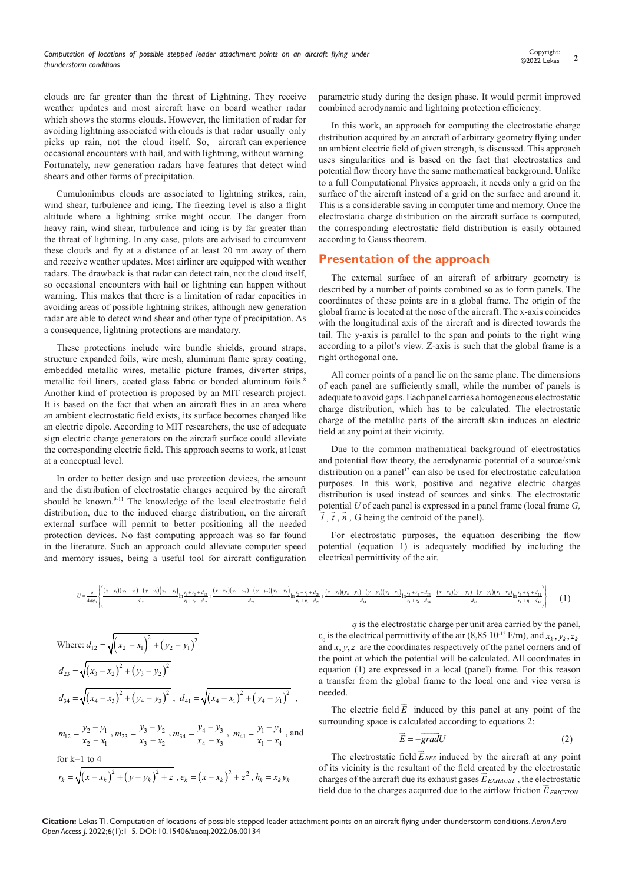clouds are far greater than the threat of Lightning. They receive weather updates and most aircraft have on board weather radar which shows the storms clouds. However, the limitation of radar for avoiding lightning associated with clouds is that radar usually only picks up rain, not the cloud itself. So, aircraft can experience occasional encounters with hail, and with lightning, without warning. Fortunately, new generation radars have features that detect wind shears and other forms of precipitation.

Cumulonimbus clouds are associated to lightning strikes, rain, wind shear, turbulence and icing. The freezing level is also a flight altitude where a lightning strike might occur. The danger from heavy rain, wind shear, turbulence and icing is by far greater than the threat of lightning. In any case, pilots are advised to circumvent these clouds and fly at a distance of at least 20 nm away of them and receive weather updates. Most airliner are equipped with weather radars. The drawback is that radar can detect rain, not the cloud itself, so occasional encounters with hail or lightning can happen without warning. This makes that there is a limitation of radar capacities in avoiding areas of possible lightning strikes, although new generation radar are able to detect wind shear and other type of precipitation. As a consequence, lightning protections are mandatory.

These protections include wire bundle shields, ground straps, structure expanded foils, wire mesh, aluminum flame spray coating, embedded metallic wires, metallic picture frames, diverter strips, metallic foil liners, coated glass fabric or bonded aluminum foils.[8] Another kind of protection is proposed by an MIT research project. It is based on the fact that when an aircraft flies in an area where an ambient electrostatic field exists, its surface becomes charged like an electric dipole. According to MIT researchers, the use of adequate sign electric charge generators on the aircraft surface could alleviate the corresponding electric field. This approach seems to work, at least at a conceptual level.

In order to better design and use protection devices, the amount and the distribution of electrostatic charges acquired by the aircraft should be known.[9-11] The knowledge of the local electrostatic field distribution, due to the induced charge distribution, on the aircraft external surface will permit to better positioning all the needed protection devices. No fast computing approach was so far found in the literature. Such an approach could alleviate computer speed and memory issues, being a useful tool for aircraft configuration parametric study during the design phase. It would permit improved combined aerodynamic and lightning protection efficiency.

In this work, an approach for computing the electrostatic charge distribution acquired by an aircraft of arbitrary geometry flying under an ambient electric field of given strength, is discussed. This approach uses singularities and is based on the fact that electrostatics and potential flow theory have the same mathematical background. Unlike to a full Computational Physics approach, it needs only a grid on the surface of the aircraft instead of a grid on the surface and around it. This is a considerable saving in computer time and memory. Once the electrostatic charge distribution on the aircraft surface is computed, the corresponding electrostatic field distribution is easily obtained according to Gauss theorem.

## Presentation of the approach

The external surface of an aircraft of arbitrary geometry is described by a number of points combined so as to form panels. The coordinates of these points are in a global frame. The origin of the global frame is located at the nose of the aircraft. The x-axis coincides with the longitudinal axis of the aircraft and is directed towards the tail. The y-axis is parallel to the span and points to the right wing according to a pilot's view. Z-axis is such that the global frame is a right orthogonal one.

All corner points of a panel lie on the same plane. The dimensions of each panel are sufficiently small, while the number of panels is adequate to avoid gaps. Each panel carries a homogeneous electrostatic charge distribution, which has to be calculated. The electrostatic charge of the metallic parts of the aircraft skin induces an electric field at any point at their vicinity.

Due to the common mathematical background of electrostatics and potential flow theory, the aerodynamic potential of a source/sink distribution on a panel[12] can also be used for electrostatic calculation purposes. In this work, positive and negative electric charges distribution is used instead of sources and sinks. The electrostatic potential $U$ of each panel is expressed in a panel frame (local frame $G$, $\vec{l}$, $\vec{t}$, $\vec{n}$, G being the centroid of the panel).

For electrostatic purposes, the equation describing the flow potential (equation 1) is adequately modified by including the electrical permittivity of the air.

$$U=\frac{q}{4\pi\varepsilon_0}\left\{\left[\frac{(x-x_1)(y_2-y_1)-(y-y_1)(x_2-x_1)}{d_{12}}\ln\frac{r_1+r_2+d_{12}}{r_1+r_2-d_{12}}+\frac{(x-x_2)(y_3-y_2)-(y-y_2)(x_3-x_2)}{d_{23}}\ln\frac{r_2+r_3+d_{23}}{r_2+r_3-d_{23}}+\frac{(x-x_3)(y_4-y_3)-(y-y_3)(x_4-x_3)}{d_{34}}\ln\frac{r_3+r_4+d_{34}}{r_3+r_4-d_{34}}+\frac{(x-x_4)(y_1-y_4)-(y-y_4)(x_1-x_4)}{d_{41}}\ln\frac{r_4+r_1+d_{41}}{r_4+r_1-d_{41}}\right]\right\} \quad (1)$$

Where: $d_{12}=\sqrt{(x_2-x_1)^2+(y_2-y_1)^2}$

$d_{23}=\sqrt{(x_3-x_2)^2+(y_3-y_2)^2}$

$d_{34}=\sqrt{(x_4-x_3)^2+(y_4-y_3)^2}$, $d_{41}=\sqrt{(x_4-x_1)^2+(y_4-y_1)^2}$,

$m_{12}=\frac{y_2-y_1}{x_2-x_1}$, $m_{23}=\frac{y_3-y_2}{x_3-x_2}$, $m_{34}=\frac{y_4-y_3}{x_4-x_3}$, $m_{41}=\frac{y_1-y_4}{x_1-x_4}$, and

for k=1 to 4

$r_k=\sqrt{(x-x_k)^2+(y-y_k)^2+z}$, $e_k=(x-x_k)^2+z^2$, $h_k=x_k y_k$

$q$ is the electrostatic charge per unit area carried by the panel, $\varepsilon_0$ is the electrical permittivity of the air (8,85 $10^{-12}$ F/m), and $x_k, y_k, z_k$ and $x, y, z$ are the coordinates respectively of the panel corners and of the point at which the potential will be calculated. All coordinates in equation (1) are expressed in a local (panel) frame. For this reason a transfer from the global frame to the local one and vice versa is needed.

The electric field $\vec{E}$ induced by this panel at any point of the surrounding space is calculated according to equations 2:

$$\vec{E}=-\overrightarrow{grad}U \quad (2)$$

The electrostatic field $\vec{E}_{RES}$ induced by the aircraft at any point of its vicinity is the resultant of the field created by the electrostatic charges of the aircraft due its exhaust gases $\vec{E}_{EXHAUST}$, the electrostatic field due to the charges acquired due to the airflow friction $\vec{E}_{FRICTION}$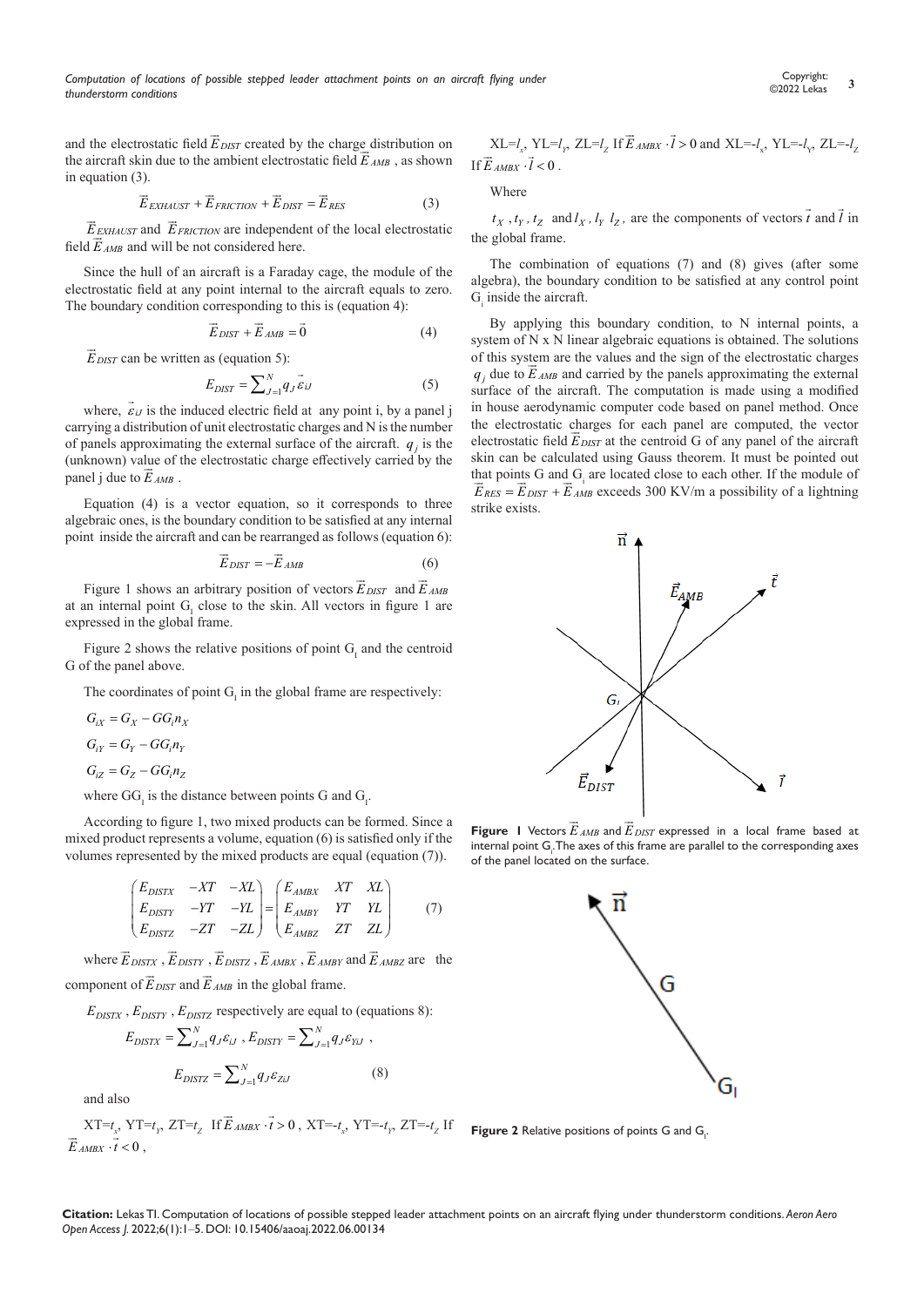and the electrostatic field $\vec{E}_{DIST}$ created by the charge distribution on the aircraft skin due to the ambient electrostatic field $\vec{E}_{AMB}$, as shown in equation (3).

$$\vec{E}_{EXHAUST} + \vec{E}_{FRICTION} + \vec{E}_{DIST} = \vec{E}_{RES} \quad (3)$$

$\vec{E}_{EXHAUST}$ and $\vec{E}_{FRICTION}$ are independent of the local electrostatic field $\vec{E}_{AMB}$ and will be not considered here.

Since the hull of an aircraft is a Faraday cage, the module of the electrostatic field at any point internal to the aircraft equals to zero. The boundary condition corresponding to this is (equation 4):

$$\vec{E}_{DIST} + \vec{E}_{AMB} = \vec{0} \quad (4)$$

$\vec{E}_{DIST}$ can be written as (equation 5):

$$E_{DIST} = \sum_{J=1}^{N} q_J \vec{\varepsilon}_{iJ} \quad (5)$$

where, $\vec{\varepsilon}_{iJ}$ is the induced electric field at any point i, by a panel j carrying a distribution of unit electrostatic charges and N is the number of panels approximating the external surface of the aircraft. $q_j$ is the (unknown) value of the electrostatic charge effectively carried by the panel j due to $\vec{E}_{AMB}$.

Equation (4) is a vector equation, so it corresponds to three algebraic ones, is the boundary condition to be satisfied at any internal point inside the aircraft and can be rearranged as follows (equation 6):

$$\vec{E}_{DIST} = -\vec{E}_{AMB} \quad (6)$$

Figure 1 shows an arbitrary position of vectors $\vec{E}_{DIST}$ and $\vec{E}_{AMB}$ at an internal point $G_i$ close to the skin. All vectors in figure 1 are expressed in the global frame.

Figure 2 shows the relative positions of point $G_i$ and the centroid G of the panel above.

The coordinates of point $G_i$ in the global frame are respectively:

$$G_{iX} = G_X - GG_i n_X$$

$$G_{iY} = G_Y - GG_i n_Y$$

$$G_{iZ} = G_Z - GG_i n_Z$$

where $GG_i$ is the distance between points G and $G_i$.

According to figure 1, two mixed products can be formed. Since a mixed product represents a volume, equation (6) is satisfied only if the volumes represented by the mixed products are equal (equation (7)).

$$\begin{pmatrix} E_{DISTX} & -XT & -XL \\ E_{DISTY} & -YT & -YL \\ E_{DISTZ} & -ZT & -ZL \end{pmatrix} = \begin{pmatrix} E_{AMBX} & XT & XL \\ E_{AMBY} & YT & YL \\ E_{AMBZ} & ZT & ZL \end{pmatrix} \quad (7)$$

where $\vec{E}_{DISTX}$, $\vec{E}_{DISTY}$, $\vec{E}_{DISTZ}$, $\vec{E}_{AMBX}$, $\vec{E}_{AMBY}$ and $\vec{E}_{AMBZ}$ are the component of $\vec{E}_{DIST}$ and $\vec{E}_{AMB}$ in the global frame.

$E_{DISTX}$, $E_{DISTY}$, $E_{DISTZ}$ respectively are equal to (equations 8):

$$E_{DISTX} = \sum_{J=1}^{N} q_J \varepsilon_{iJ}, \; E_{DISTY} = \sum_{J=1}^{N} q_J \varepsilon_{YiJ},$$

$$E_{DISTZ} = \sum_{J=1}^{N} q_J \varepsilon_{ZiJ} \quad (8)$$

and also

XT=$t_x$, YT=$t_y$, ZT=$t_z$ If $\vec{E}_{AMBX} \cdot \vec{t} > 0$, XT=-$t_x$, YT=-$t_y$, ZT=-$t_z$ If $\vec{E}_{AMBX} \cdot \vec{t} < 0$,

XL=$l_x$, YL=$l_y$, ZL=$l_z$ If $\vec{E}_{AMBX} \cdot \vec{l} > 0$ and XL=-$l_x$, YL=-$l_y$, ZL=-$l_z$ If $\vec{E}_{AMBX} \cdot \vec{l} < 0$.

Where

$t_X$, $t_Y$, $t_Z$ and $l_X$, $l_Y$ $l_Z$, are the components of vectors $\vec{t}$ and $\vec{l}$ in the global frame.

The combination of equations (7) and (8) gives (after some algebra), the boundary condition to be satisfied at any control point $G_i$ inside the aircraft.

By applying this boundary condition, to N internal points, a system of N x N linear algebraic equations is obtained. The solutions of this system are the values and the sign of the electrostatic charges $q_j$ due to $\vec{E}_{AMB}$ and carried by the panels approximating the external surface of the aircraft. The computation is made using a modified in house aerodynamic computer code based on panel method. Once the electrostatic charges for each panel are computed, the vector electrostatic field $\vec{E}_{DIST}$ at the centroid G of any panel of the aircraft skin can be calculated using Gauss theorem. It must be pointed out that points G and $G_i$ are located close to each other. If the module of $\vec{E}_{RES} = \vec{E}_{DIST} + \vec{E}_{AMB}$ exceeds 300 KV/m a possibility of a lightning strike exists.

**Figure 1** Vectors $\vec{E}_{AMB}$ and $\vec{E}_{DIST}$ expressed in a local frame based at internal point $G_i$. The axes of this frame are parallel to the corresponding axes of the panel located on the surface.

**Figure 2** Relative positions of points G and $G_i$.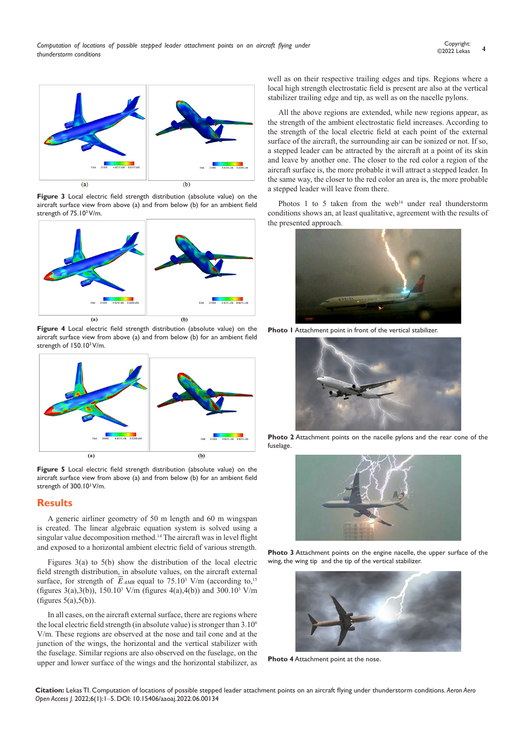Figure 3 Local electric field strength distribution (absolute value) on the aircraft surface view from above (a) and from below (b) for an ambient field strength of 75.10$^3$ V/m.

Figure 4 Local electric field strength distribution (absolute value) on the aircraft surface view from above (a) and from below (b) for an ambient field strength of 150.10$^3$ V/m.

Figure 5 Local electric field strength distribution (absolute value) on the aircraft surface view from above (a) and from below (b) for an ambient field strength of 300.10$^3$ V/m.

## Results

A generic airliner geometry of 50 m length and 60 m wingspan is created. The linear algebraic equation system is solved using a singular value decomposition method.[14] The aircraft was in level flight and exposed to a horizontal ambient electric field of various strength.

Figures 3(a) to 5(b) show the distribution of the local electric field strength distribution, in absolute values, on the aircraft external surface, for strength of $\vec{E}_{AMB}$ equal to 75.10$^3$ V/m (according to,[15] (figures 3(a),3(b)), 150.10$^3$ V/m (figures 4(a),4(b)) and 300.10$^3$ V/m (figures 5(a),5(b)).

In all cases, on the aircraft external surface, there are regions where the local electric field strength (in absolute value) is stronger than 3.10$^6$ V/m. These regions are observed at the nose and tail cone and at the junction of the wings, the horizontal and the vertical stabilizer with the fuselage. Similar regions are also observed on the fuselage, on the upper and lower surface of the wings and the horizontal stabilizer, as well as on their respective trailing edges and tips. Regions where a local high strength electrostatic field is present are also at the vertical stabilizer trailing edge and tip, as well as on the nacelle pylons.

All the above regions are extended, while new regions appear, as the strength of the ambient electrostatic field increases. According to the strength of the local electric field at each point of the external surface of the aircraft, the surrounding air can be ionized or not. If so, a stepped leader can be attracted by the aircraft at a point of its skin and leave by another one. The closer to the red color a region of the aircraft surface is, the more probable it will attract a stepped leader. In the same way, the closer to the red color an area is, the more probable a stepped leader will leave from there.

Photos 1 to 5 taken from the web[16] under real thunderstorm conditions shows an, at least qualitative, agreement with the results of the presented approach.

Photo 1 Attachment point in front of the vertical stabilizer.

Photo 2 Attachment points on the nacelle pylons and the rear cone of the fuselage.

Photo 3 Attachment points on the engine nacelle, the upper surface of the wing, the wing tip and the tip of the vertical stabilizer.

Photo 4 Attachment point at the nose.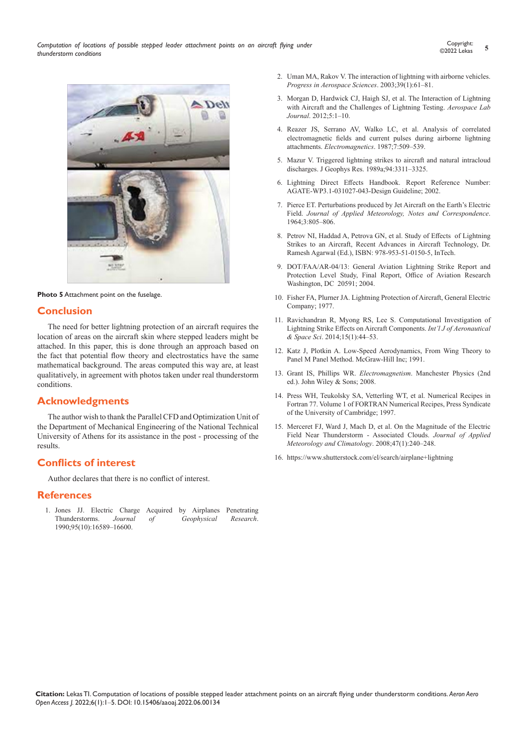**Photo 5** Attachment point on the fuselage.

## Conclusion

The need for better lightning protection of an aircraft requires the location of areas on the aircraft skin where stepped leaders might be attached. In this paper, this is done through an approach based on the fact that potential flow theory and electrostatics have the same mathematical background. The areas computed this way are, at least qualitatively, in agreement with photos taken under real thunderstorm conditions.

## Acknowledgments

The author wish to thank the Parallel CFD and Optimization Unit of the Department of Mechanical Engineering of the National Technical University of Athens for its assistance in the post - processing of the results.

## Conflicts of interest

Author declares that there is no conflict of interest.

## References

1. Jones JJ. Electric Charge Acquired by Airplanes Penetrating Thunderstorms. *Journal of Geophysical Research*. 1990;95(10):16589–16600.
2. Uman MA, Rakov V. The interaction of lightning with airborne vehicles. *Progress in Aerospace Sciences*. 2003;39(1):61–81.
3. Morgan D, Hardwick CJ, Haigh SJ, et al. The Interaction of Lightning with Aircraft and the Challenges of Lightning Testing. *Aerospace Lab Journal*. 2012;5:1–10.
4. Reazer JS, Serrano AV, Walko LC, et al. Analysis of correlated electromagnetic fields and current pulses during airborne lightning attachments. *Electromagnetics*. 1987;7:509–539.
5. Mazur V. Triggered lightning strikes to aircraft and natural intracloud discharges. J Geophys Res. 1989a;94:3311–3325.
6. Lightning Direct Effects Handbook. Report Reference Number: AGATE-WP3.1-031027-043-Design Guideline; 2002.
7. Pierce ET. Perturbations produced by Jet Aircraft on the Earth's Electric Field. *Journal of Applied Meteorology, Notes and Correspondence*. 1964;3:805–806.
8. Petrov NI, Haddad A, Petrova GN, et al. Study of Effects of Lightning Strikes to an Aircraft, Recent Advances in Aircraft Technology, Dr. Ramesh Agarwal (Ed.), ISBN: 978-953-51-0150-5, InTech.
9. DOT/FAA/AR-04/13: General Aviation Lightning Strike Report and Protection Level Study, Final Report, Office of Aviation Research Washington, DC 20591; 2004.
10. Fisher FA, Plurner JA. Lightning Protection of Aircraft, General Electric Company; 1977.
11. Ravichandran R, Myong RS, Lee S. Computational Investigation of Lightning Strike Effects on Aircraft Components. *Int'l J of Aeronautical & Space Sci*. 2014;15(1):44–53.
12. Katz J, Plotkin A. Low-Speed Aerodynamics, From Wing Theory to Panel M Panel Method. McGraw-Hill Inc; 1991.
13. Grant IS, Phillips WR. *Electromagnetism*. Manchester Physics (2nd ed.). John Wiley & Sons; 2008.
14. Press WH, Teukolsky SA, Vetterling WT, et al. Numerical Recipes in Fortran 77. Volume 1 of FORTRAN Numerical Recipes, Press Syndicate of the University of Cambridge; 1997.
15. Merceret FJ, Ward J, Mach D, et al. On the Magnitude of the Electric Field Near Thunderstorm - Associated Clouds. *Journal of Applied Meteorology and Climatology*. 2008;47(1):240–248.
16. https://www.shutterstock.com/el/search/airplane+lightning

**Citation:** Lekas TI. Computation of locations of possible stepped leader attachment points on an aircraft flying under thunderstorm conditions. *Aeron Aero Open Access J.* 2022;6(1):1–5. DOI: 10.15406/aaoaj.2022.06.00134